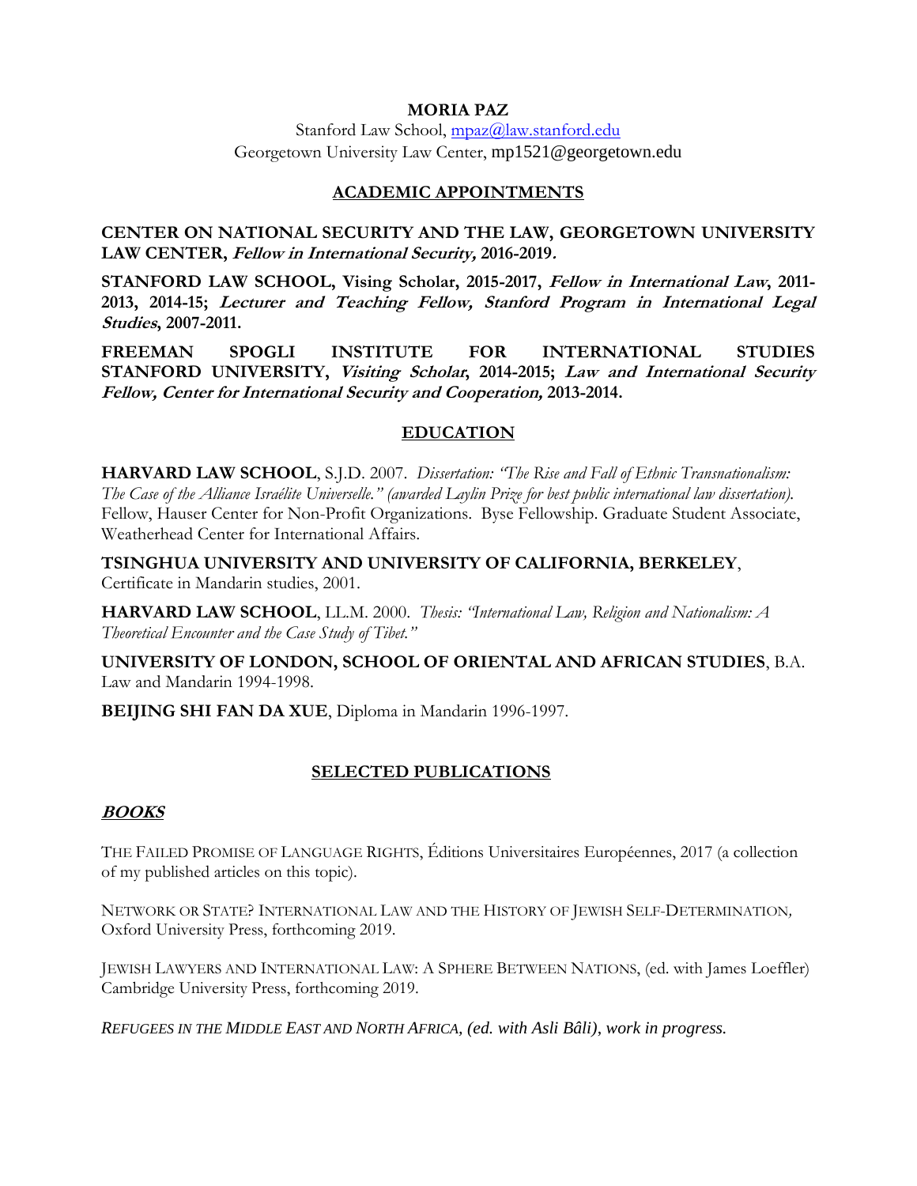# MORIA PAZ

Stanford Law School, mpaz@law.stanford.edu
Georgetown University Law Center, mp1521@georgetown.edu

## ACADEMIC APPOINTMENTS

**CENTER ON NATIONAL SECURITY AND THE LAW, GEORGETOWN UNIVERSITY LAW CENTER, *Fellow in International Security,* 2016-2019.**

**STANFORD LAW SCHOOL, Vising Scholar, 2015-2017, *Fellow in International Law*, 2011-2013, 2014-15; *Lecturer and Teaching Fellow, Stanford Program in International Legal Studies*, 2007-2011.**

**FREEMAN SPOGLI INSTITUTE FOR INTERNATIONAL STUDIES STANFORD UNIVERSITY, *Visiting Scholar*, 2014-2015; *Law and International Security Fellow, Center for International Security and Cooperation,* 2013-2014.**

## EDUCATION

**HARVARD LAW SCHOOL**, S.J.D. 2007. *Dissertation: "The Rise and Fall of Ethnic Transnationalism: The Case of the Alliance Israélite Universelle." (awarded Laylin Prize for best public international law dissertation).* Fellow, Hauser Center for Non-Profit Organizations. Byse Fellowship. Graduate Student Associate, Weatherhead Center for International Affairs.

**TSINGHUA UNIVERSITY AND UNIVERSITY OF CALIFORNIA, BERKELEY**, Certificate in Mandarin studies, 2001.

**HARVARD LAW SCHOOL**, LL.M. 2000. *Thesis: "International Law, Religion and Nationalism: A Theoretical Encounter and the Case Study of Tibet."*

**UNIVERSITY OF LONDON, SCHOOL OF ORIENTAL AND AFRICAN STUDIES**, B.A. Law and Mandarin 1994-1998.

**BEIJING SHI FAN DA XUE**, Diploma in Mandarin 1996-1997.

## SELECTED PUBLICATIONS

### *BOOKS*

THE FAILED PROMISE OF LANGUAGE RIGHTS, Éditions Universitaires Européennes, 2017 (a collection of my published articles on this topic).

NETWORK OR STATE? INTERNATIONAL LAW AND THE HISTORY OF JEWISH SELF-DETERMINATION*,* Oxford University Press, forthcoming 2019.

JEWISH LAWYERS AND INTERNATIONAL LAW: A SPHERE BETWEEN NATIONS, (ed. with James Loeffler) Cambridge University Press, forthcoming 2019.

*REFUGEES IN THE MIDDLE EAST AND NORTH AFRICA, (ed. with Asli Bâli), work in progress.*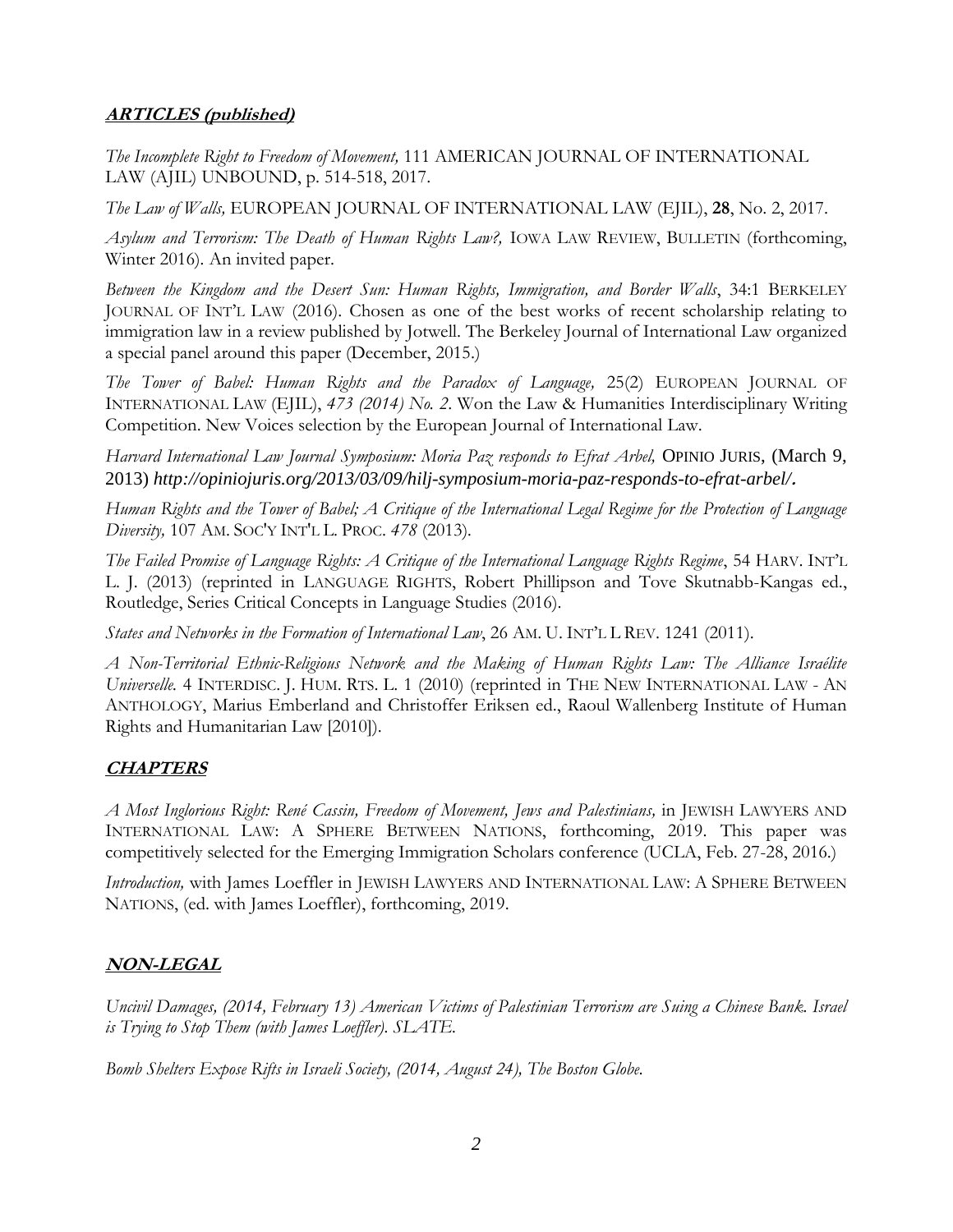## ***ARTICLES (published)***

*The Incomplete Right to Freedom of Movement,* 111 AMERICAN JOURNAL OF INTERNATIONAL LAW (AJIL) UNBOUND, p. 514-518, 2017.

*The Law of Walls,* EUROPEAN JOURNAL OF INTERNATIONAL LAW (EJIL), **28**, No. 2, 2017.

*Asylum and Terrorism: The Death of Human Rights Law?,* IOWA LAW REVIEW, BULLETIN (forthcoming, Winter 2016). An invited paper.

*Between the Kingdom and the Desert Sun: Human Rights, Immigration, and Border Walls*, 34:1 BERKELEY JOURNAL OF INT'L LAW (2016). Chosen as one of the best works of recent scholarship relating to immigration law in a review published by Jotwell. The Berkeley Journal of International Law organized a special panel around this paper (December, 2015.)

*The Tower of Babel: Human Rights and the Paradox of Language,* 25(2) EUROPEAN JOURNAL OF INTERNATIONAL LAW (EJIL), *473 (2014) No. 2*. Won the Law & Humanities Interdisciplinary Writing Competition. New Voices selection by the European Journal of International Law.

*Harvard International Law Journal Symposium: Moria Paz responds to Efrat Arbel,* OPINIO JURIS, (March 9, 2013) *http://opiniojuris.org/2013/03/09/hilj-symposium-moria-paz-responds-to-efrat-arbel/.*

*Human Rights and the Tower of Babel; A Critique of the International Legal Regime for the Protection of Language Diversity,* 107 AM. SOC'Y INT'L L. PROC. *478* (2013).

*The Failed Promise of Language Rights: A Critique of the International Language Rights Regime*, 54 HARV. INT'L L. J. (2013) (reprinted in LANGUAGE RIGHTS, Robert Phillipson and Tove Skutnabb-Kangas ed., Routledge, Series Critical Concepts in Language Studies (2016).

*States and Networks in the Formation of International Law*, 26 AM. U. INT'L L REV. 1241 (2011).

*A Non-Territorial Ethnic-Religious Network and the Making of Human Rights Law: The Alliance Israélite Universelle.* 4 INTERDISC. J. HUM. RTS. L. 1 (2010) (reprinted in THE NEW INTERNATIONAL LAW - AN ANTHOLOGY, Marius Emberland and Christoffer Eriksen ed., Raoul Wallenberg Institute of Human Rights and Humanitarian Law [2010]).

## ***CHAPTERS***

*A Most Inglorious Right: René Cassin, Freedom of Movement, Jews and Palestinians,* in JEWISH LAWYERS AND INTERNATIONAL LAW: A SPHERE BETWEEN NATIONS, forthcoming, 2019. This paper was competitively selected for the Emerging Immigration Scholars conference (UCLA, Feb. 27-28, 2016.)

*Introduction,* with James Loeffler in JEWISH LAWYERS AND INTERNATIONAL LAW: A SPHERE BETWEEN NATIONS, (ed. with James Loeffler), forthcoming, 2019.

## ***NON-LEGAL***

*Uncivil Damages, (2014, February 13) American Victims of Palestinian Terrorism are Suing a Chinese Bank. Israel is Trying to Stop Them (with James Loeffler). SLATE.*

*Bomb Shelters Expose Rifts in Israeli Society, (2014, August 24), The Boston Globe.*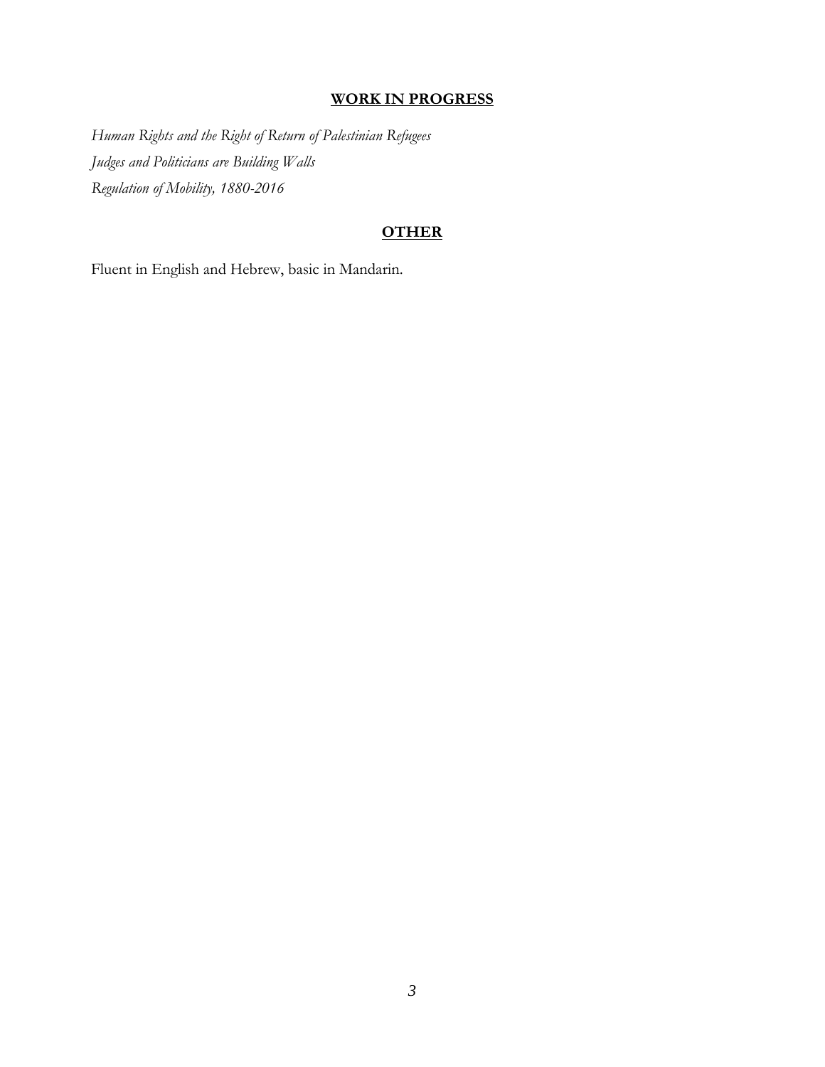## **WORK IN PROGRESS**

*Human Rights and the Right of Return of Palestinian Refugees*

*Judges and Politicians are Building Walls*

*Regulation of Mobility, 1880-2016*

## **OTHER**

Fluent in English and Hebrew, basic in Mandarin.